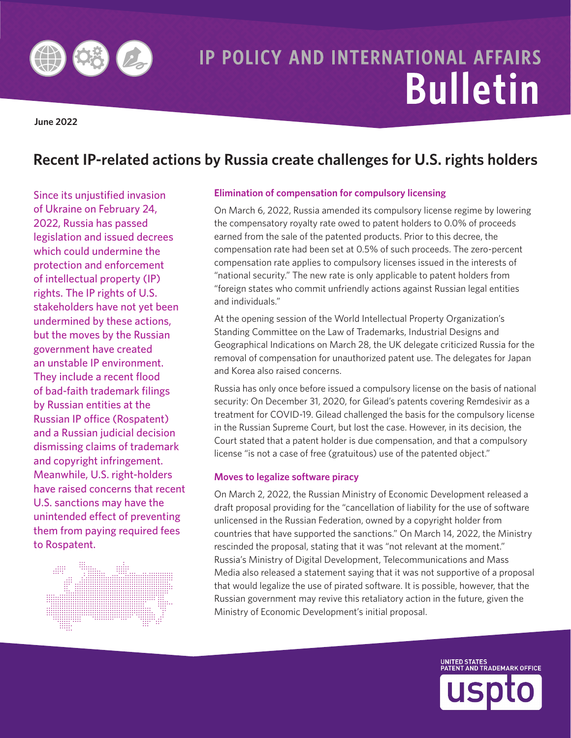# IP POLICY AND INTERNATIONAL AFFAIRS Bulletin

**June 2022**

## Recent IP-related actions by Russia create challenges for U.S. rights holders

Since its unjustified invasion of Ukraine on February 24, 2022, Russia has passed legislation and issued decrees which could undermine the protection and enforcement of intellectual property (IP) rights. The IP rights of U.S. stakeholders have not yet been undermined by these actions, but the moves by the Russian government have created an unstable IP environment. They include a recent flood of bad-faith trademark filings by Russian entities at the Russian IP office (Rospatent) and a Russian judicial decision dismissing claims of trademark and copyright infringement. Meanwhile, U.S. right-holders have raised concerns that recent U.S. sanctions may have the unintended effect of preventing them from paying required fees to Rospatent.

### Elimination of compensation for compulsory licensing

On March 6, 2022, Russia amended its compulsory license regime by lowering the compensatory royalty rate owed to patent holders to 0.0% of proceeds earned from the sale of the patented products. Prior to this decree, the compensation rate had been set at 0.5% of such proceeds. The zero-percent compensation rate applies to compulsory licenses issued in the interests of "national security." The new rate is only applicable to patent holders from "foreign states who commit unfriendly actions against Russian legal entities and individuals."

At the opening session of the World Intellectual Property Organization's Standing Committee on the Law of Trademarks, Industrial Designs and Geographical Indications on March 28, the UK delegate criticized Russia for the removal of compensation for unauthorized patent use. The delegates for Japan and Korea also raised concerns.

Russia has only once before issued a compulsory license on the basis of national security: On December 31, 2020, for Gilead's patents covering Remdesivir as a treatment for COVID-19. Gilead challenged the basis for the compulsory license in the Russian Supreme Court, but lost the case. However, in its decision, the Court stated that a patent holder is due compensation, and that a compulsory license "is not a case of free (gratuitous) use of the patented object."

### Moves to legalize software piracy

On March 2, 2022, the Russian Ministry of Economic Development released a draft proposal providing for the "cancellation of liability for the use of software unlicensed in the Russian Federation, owned by a copyright holder from countries that have supported the sanctions." On March 14, 2022, the Ministry rescinded the proposal, stating that it was "not relevant at the moment." Russia's Ministry of Digital Development, Telecommunications and Mass Media also released a statement saying that it was not supportive of a proposal that would legalize the use of pirated software. It is possible, however, that the Russian government may revive this retaliatory action in the future, given the Ministry of Economic Development's initial proposal.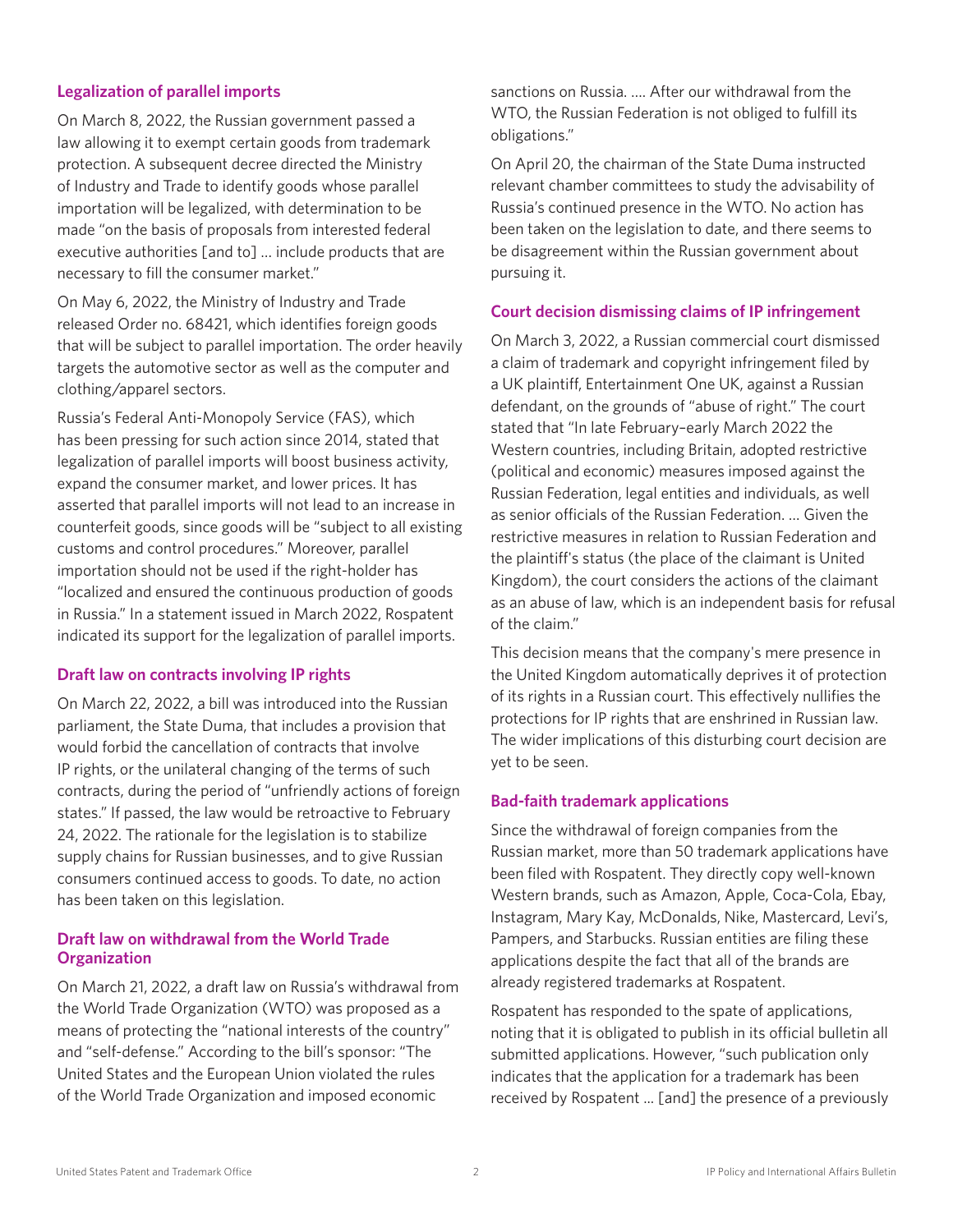### Legalization of parallel imports

On March 8, 2022, the Russian government passed a law allowing it to exempt certain goods from trademark protection. A subsequent decree directed the Ministry of Industry and Trade to identify goods whose parallel importation will be legalized, with determination to be made "on the basis of proposals from interested federal executive authorities [and to] … include products that are necessary to fill the consumer market."

On May 6, 2022, the Ministry of Industry and Trade released Order no. 68421, which identifies foreign goods that will be subject to parallel importation. The order heavily targets the automotive sector as well as the computer and clothing/apparel sectors.

Russia's Federal Anti-Monopoly Service (FAS), which has been pressing for such action since 2014, stated that legalization of parallel imports will boost business activity, expand the consumer market, and lower prices. It has asserted that parallel imports will not lead to an increase in counterfeit goods, since goods will be "subject to all existing customs and control procedures." Moreover, parallel importation should not be used if the right-holder has "localized and ensured the continuous production of goods in Russia." In a statement issued in March 2022, Rospatent indicated its support for the legalization of parallel imports.

### Draft law on contracts involving IP rights

On March 22, 2022, a bill was introduced into the Russian parliament, the State Duma, that includes a provision that would forbid the cancellation of contracts that involve IP rights, or the unilateral changing of the terms of such contracts, during the period of "unfriendly actions of foreign states." If passed, the law would be retroactive to February 24, 2022. The rationale for the legislation is to stabilize supply chains for Russian businesses, and to give Russian consumers continued access to goods. To date, no action has been taken on this legislation.

### Draft law on withdrawal from the World Trade Organization

On March 21, 2022, a draft law on Russia's withdrawal from the World Trade Organization (WTO) was proposed as a means of protecting the "national interests of the country" and "self-defense." According to the bill's sponsor: "The United States and the European Union violated the rules of the World Trade Organization and imposed economic sanctions on Russia. …. After our withdrawal from the WTO, the Russian Federation is not obliged to fulfill its obligations."

On April 20, the chairman of the State Duma instructed relevant chamber committees to study the advisability of Russia's continued presence in the WTO. No action has been taken on the legislation to date, and there seems to be disagreement within the Russian government about pursuing it.

### Court decision dismissing claims of IP infringement

On March 3, 2022, a Russian commercial court dismissed a claim of trademark and copyright infringement filed by a UK plaintiff, Entertainment One UK, against a Russian defendant, on the grounds of "abuse of right." The court stated that "In late February–early March 2022 the Western countries, including Britain, adopted restrictive (political and economic) measures imposed against the Russian Federation, legal entities and individuals, as well as senior officials of the Russian Federation. … Given the restrictive measures in relation to Russian Federation and the plaintiff's status (the place of the claimant is United Kingdom), the court considers the actions of the claimant as an abuse of law, which is an independent basis for refusal of the claim."

This decision means that the company's mere presence in the United Kingdom automatically deprives it of protection of its rights in a Russian court. This effectively nullifies the protections for IP rights that are enshrined in Russian law. The wider implications of this disturbing court decision are yet to be seen.

### Bad-faith trademark applications

Since the withdrawal of foreign companies from the Russian market, more than 50 trademark applications have been filed with Rospatent. They directly copy well-known Western brands, such as Amazon, Apple, Coca-Cola, Ebay, Instagram, Mary Kay, McDonalds, Nike, Mastercard, Levi's, Pampers, and Starbucks. Russian entities are filing these applications despite the fact that all of the brands are already registered trademarks at Rospatent.

Rospatent has responded to the spate of applications, noting that it is obligated to publish in its official bulletin all submitted applications. However, "such publication only indicates that the application for a trademark has been received by Rospatent … [and] the presence of a previously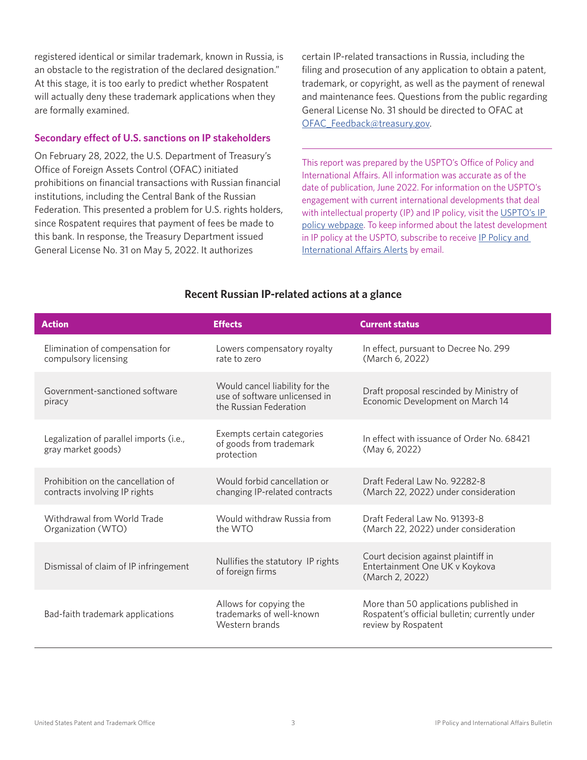registered identical or similar trademark, known in Russia, is an obstacle to the registration of the declared designation." At this stage, it is too early to predict whether Rospatent will actually deny these trademark applications when they are formally examined.

### Secondary effect of U.S. sanctions on IP stakeholders

On February 28, 2022, the U.S. Department of Treasury's Office of Foreign Assets Control (OFAC) initiated prohibitions on financial transactions with Russian financial institutions, including the Central Bank of the Russian Federation. This presented a problem for U.S. rights holders, since Rospatent requires that payment of fees be made to this bank. In response, the Treasury Department issued General License No. 31 on May 5, 2022. It authorizes certain IP-related transactions in Russia, including the filing and prosecution of any application to obtain a patent, trademark, or copyright, as well as the payment of renewal and maintenance fees. Questions from the public regarding General License No. 31 should be directed to OFAC at [OFAC_Feedback@treasury.gov](mailto:OFAC_Feedback@treasury.gov).

---

This report was prepared by the USPTO's Office of Policy and International Affairs. All information was accurate as of the date of publication, June 2022. For information on the USPTO's engagement with current international developments that deal with intellectual property (IP) and IP policy, visit the USPTO's IP policy webpage. To keep informed about the latest development in IP policy at the USPTO, subscribe to receive IP Policy and International Affairs Alerts by email.

### Recent Russian IP-related actions at a glance

| Action | Effects | Current status |
|---|---|---|
| Elimination of compensation for compulsory licensing | Lowers compensatory royalty rate to zero | In effect, pursuant to Decree No. 299 (March 6, 2022) |
| Government-sanctioned software piracy | Would cancel liability for the use of software unlicensed in the Russian Federation | Draft proposal rescinded by Ministry of Economic Development on March 14 |
| Legalization of parallel imports (i.e., gray market goods) | Exempts certain categories of goods from trademark protection | In effect with issuance of Order No. 68421 (May 6, 2022) |
| Prohibition on the cancellation of contracts involving IP rights | Would forbid cancellation or changing IP-related contracts | Draft Federal Law No. 92282-8 (March 22, 2022) under consideration |
| Withdrawal from World Trade Organization (WTO) | Would withdraw Russia from the WTO | Draft Federal Law No. 91393-8 (March 22, 2022) under consideration |
| Dismissal of claim of IP infringement | Nullifies the statutory IP rights of foreign firms | Court decision against plaintiff in Entertainment One UK v Koykova (March 2, 2022) |
| Bad-faith trademark applications | Allows for copying the trademarks of well-known Western brands | More than 50 applications published in Rospatent's official bulletin; currently under review by Rospatent |